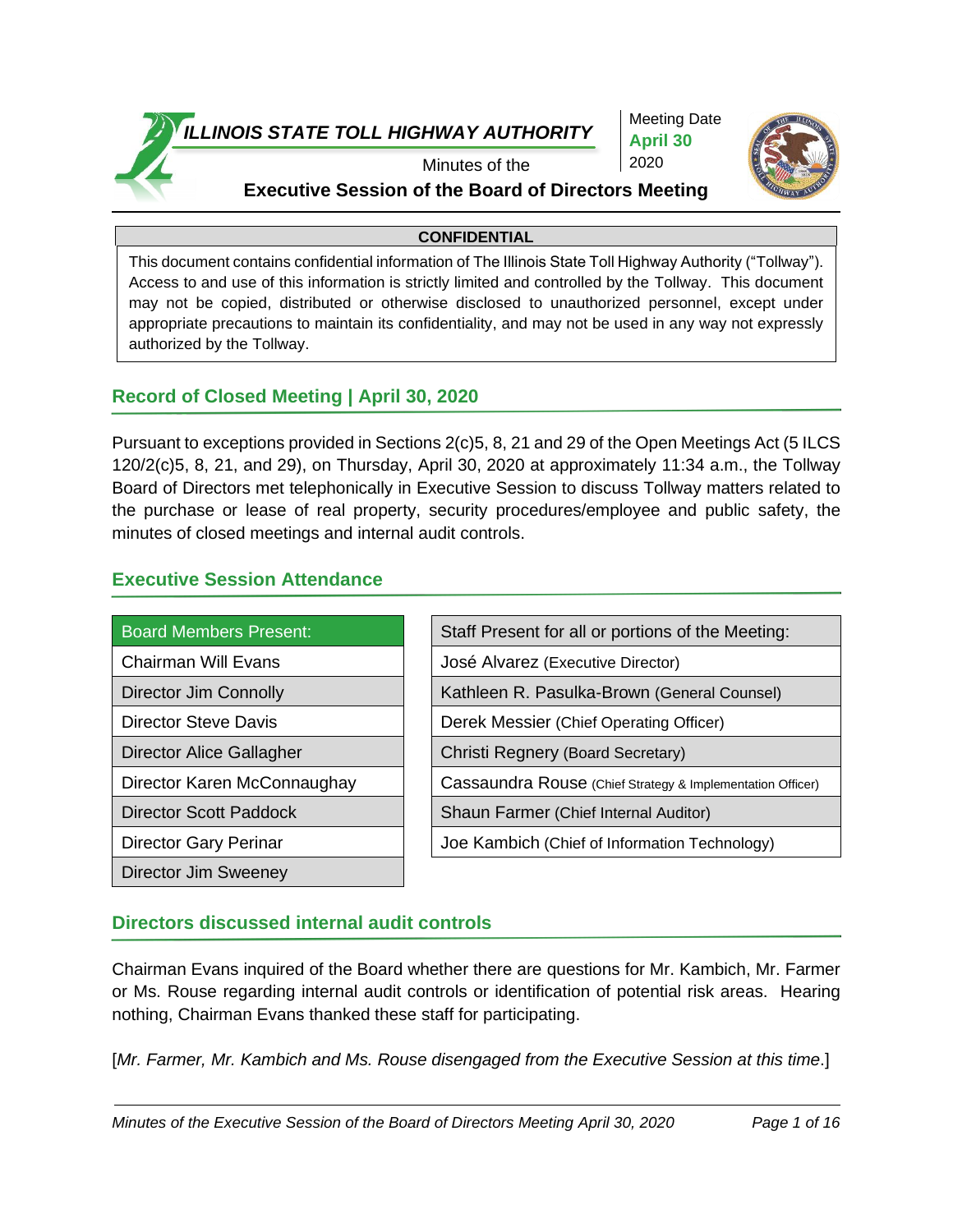# ILLINOIS STATE TOLL HIGHWAY AUTHORITY

Minutes of the

**Executive Session of the Board of Directors Meeting**

Meeting Date **April 30** 2020

**CONFIDENTIAL**

This document contains confidential information of The Illinois State Toll Highway Authority ("Tollway"). Access to and use of this information is strictly limited and controlled by the Tollway. This document may not be copied, distributed or otherwise disclosed to unauthorized personnel, except under appropriate precautions to maintain its confidentiality, and may not be used in any way not expressly authorized by the Tollway.

## Record of Closed Meeting | April 30, 2020

Pursuant to exceptions provided in Sections 2(c)5, 8, 21 and 29 of the Open Meetings Act (5 ILCS 120/2(c)5, 8, 21, and 29), on Thursday, April 30, 2020 at approximately 11:34 a.m., the Tollway Board of Directors met telephonically in Executive Session to discuss Tollway matters related to the purchase or lease of real property, security procedures/employee and public safety, the minutes of closed meetings and internal audit controls.

## Executive Session Attendance

| Board Members Present: |
|---|
| Chairman Will Evans |
| Director Jim Connolly |
| Director Steve Davis |
| Director Alice Gallagher |
| Director Karen McConnaughay |
| Director Scott Paddock |
| Director Gary Perinar |
| Director Jim Sweeney |

| Staff Present for all or portions of the Meeting: |
|---|
| José Alvarez (Executive Director) |
| Kathleen R. Pasulka-Brown (General Counsel) |
| Derek Messier (Chief Operating Officer) |
| Christi Regnery (Board Secretary) |
| Cassaundra Rouse (Chief Strategy & Implementation Officer) |
| Shaun Farmer (Chief Internal Auditor) |
| Joe Kambich (Chief of Information Technology) |

## Directors discussed internal audit controls

Chairman Evans inquired of the Board whether there are questions for Mr. Kambich, Mr. Farmer or Ms. Rouse regarding internal audit controls or identification of potential risk areas. Hearing nothing, Chairman Evans thanked these staff for participating.

[*Mr. Farmer, Mr. Kambich and Ms. Rouse disengaged from the Executive Session at this time*.]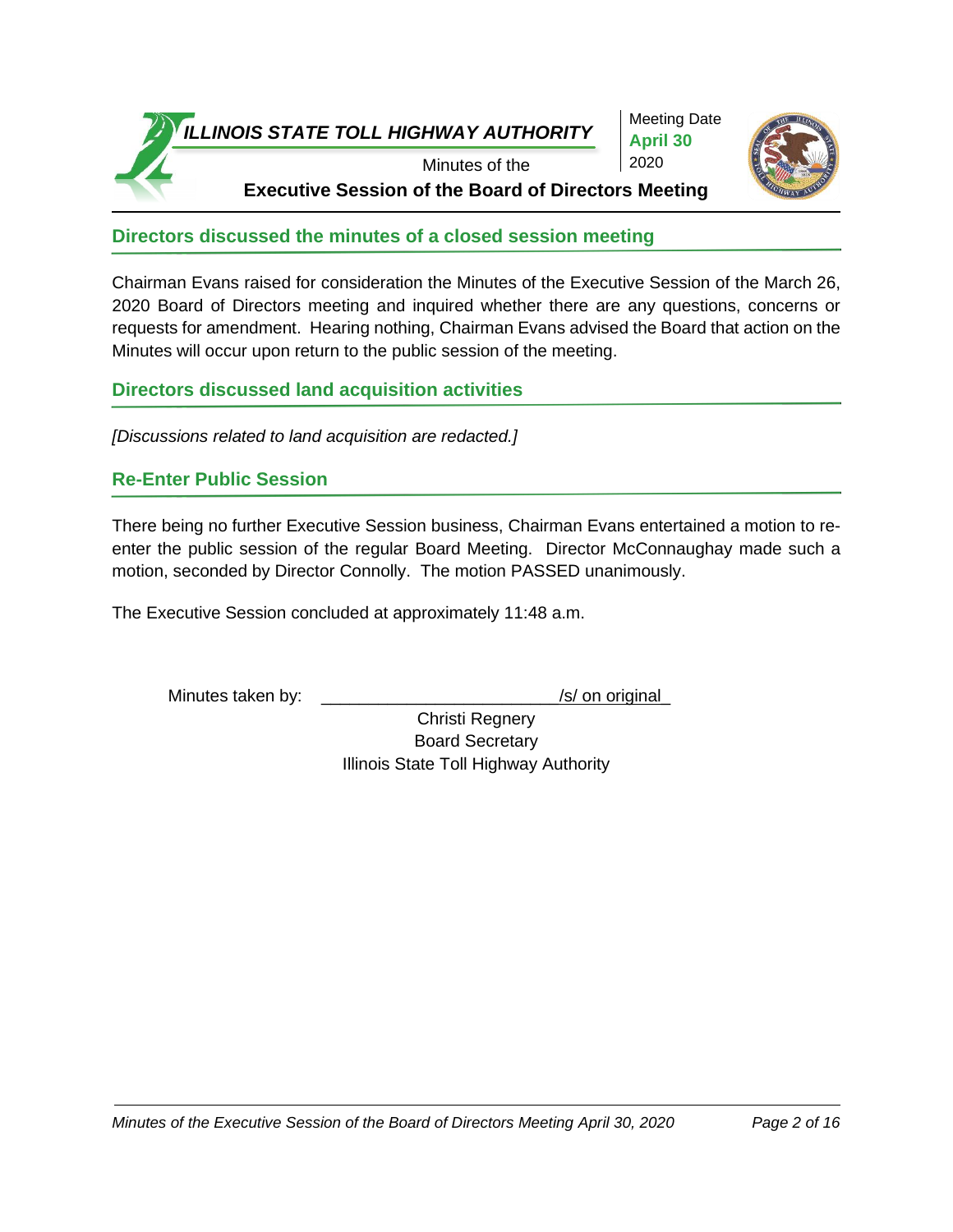# ILLINOIS STATE TOLL HIGHWAY AUTHORITY

Minutes of the

**Executive Session of the Board of Directors Meeting**

Meeting Date **April 30** 2020

## Directors discussed the minutes of a closed session meeting

Chairman Evans raised for consideration the Minutes of the Executive Session of the March 26, 2020 Board of Directors meeting and inquired whether there are any questions, concerns or requests for amendment. Hearing nothing, Chairman Evans advised the Board that action on the Minutes will occur upon return to the public session of the meeting.

## Directors discussed land acquisition activities

*[Discussions related to land acquisition are redacted.]*

## Re-Enter Public Session

There being no further Executive Session business, Chairman Evans entertained a motion to re-enter the public session of the regular Board Meeting. Director McConnaughay made such a motion, seconded by Director Connolly. The motion PASSED unanimously.

The Executive Session concluded at approximately 11:48 a.m.

Minutes taken by: ______________________/s/ on original_

Christi Regnery
Board Secretary
Illinois State Toll Highway Authority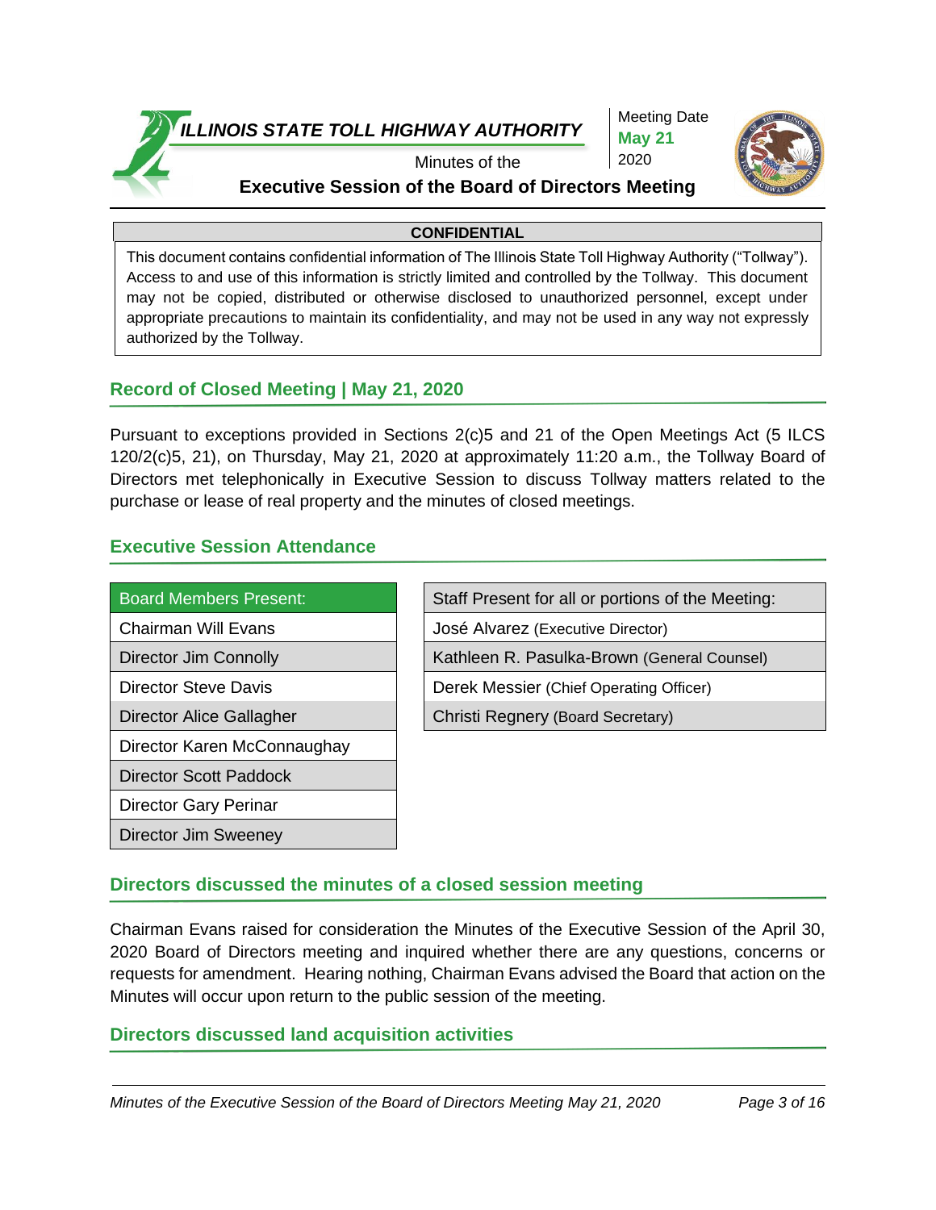**ILLINOIS STATE TOLL HIGHWAY AUTHORITY**

Meeting Date **May 21** 2020

Minutes of the

**Executive Session of the Board of Directors Meeting**

| CONFIDENTIAL |
|---|
| This document contains confidential information of The Illinois State Toll Highway Authority ("Tollway"). Access to and use of this information is strictly limited and controlled by the Tollway. This document may not be copied, distributed or otherwise disclosed to unauthorized personnel, except under appropriate precautions to maintain its confidentiality, and may not be used in any way not expressly authorized by the Tollway. |

## Record of Closed Meeting | May 21, 2020

Pursuant to exceptions provided in Sections 2(c)5 and 21 of the Open Meetings Act (5 ILCS 120/2(c)5, 21), on Thursday, May 21, 2020 at approximately 11:20 a.m., the Tollway Board of Directors met telephonically in Executive Session to discuss Tollway matters related to the purchase or lease of real property and the minutes of closed meetings.

## Executive Session Attendance

| Board Members Present: |
|---|
| Chairman Will Evans |
| Director Jim Connolly |
| Director Steve Davis |
| Director Alice Gallagher |
| Director Karen McConnaughay |
| Director Scott Paddock |
| Director Gary Perinar |
| Director Jim Sweeney |

| Staff Present for all or portions of the Meeting: |
|---|
| José Alvarez (Executive Director) |
| Kathleen R. Pasulka-Brown (General Counsel) |
| Derek Messier (Chief Operating Officer) |
| Christi Regnery (Board Secretary) |

## Directors discussed the minutes of a closed session meeting

Chairman Evans raised for consideration the Minutes of the Executive Session of the April 30, 2020 Board of Directors meeting and inquired whether there are any questions, concerns or requests for amendment. Hearing nothing, Chairman Evans advised the Board that action on the Minutes will occur upon return to the public session of the meeting.

## Directors discussed land acquisition activities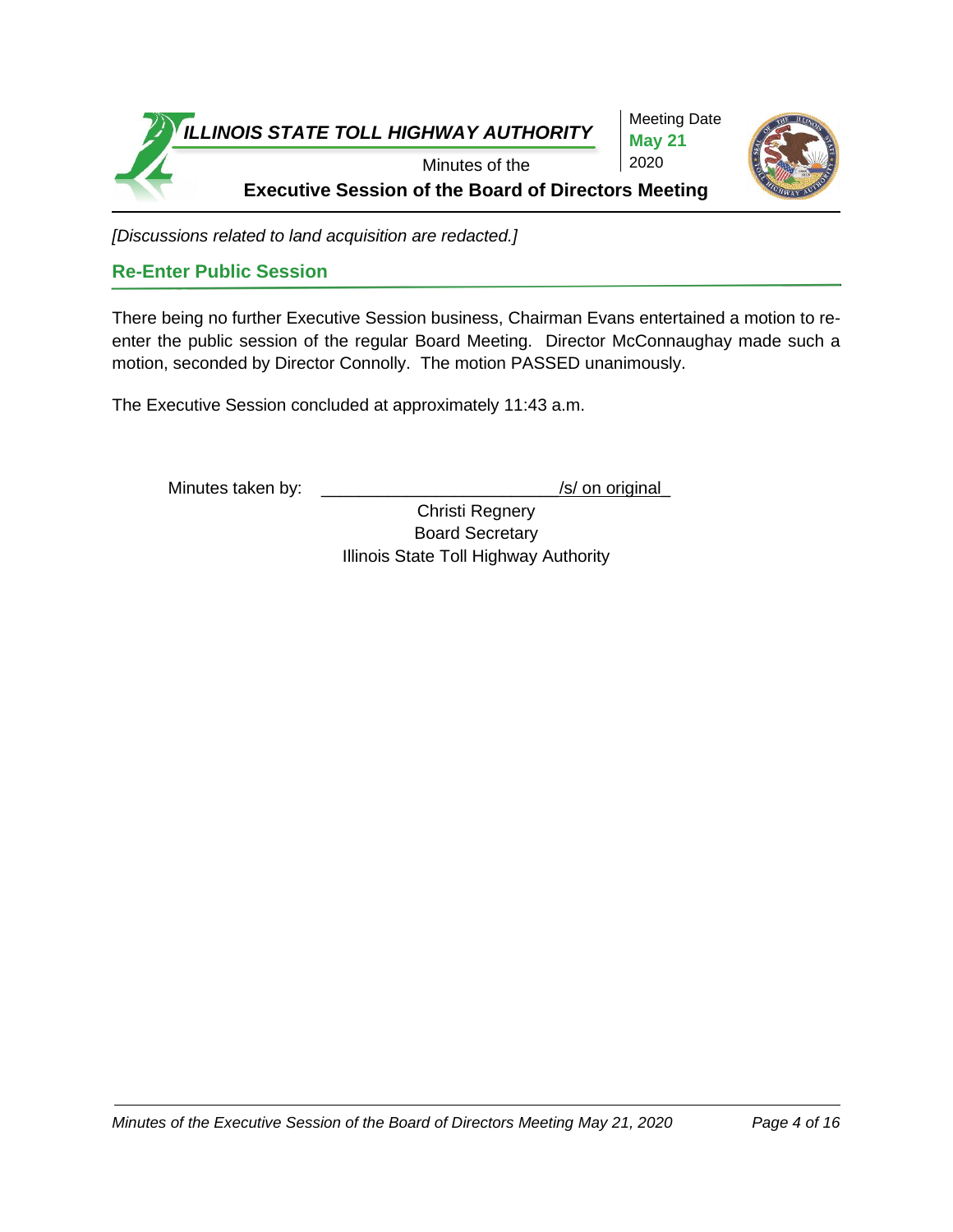*[Discussions related to land acquisition are redacted.]*

## Re-Enter Public Session

There being no further Executive Session business, Chairman Evans entertained a motion to re-enter the public session of the regular Board Meeting. Director McConnaughay made such a motion, seconded by Director Connolly. The motion PASSED unanimously.

The Executive Session concluded at approximately 11:43 a.m.

Minutes taken by: ________________________/s/ on original_

Christi Regnery
Board Secretary
Illinois State Toll Highway Authority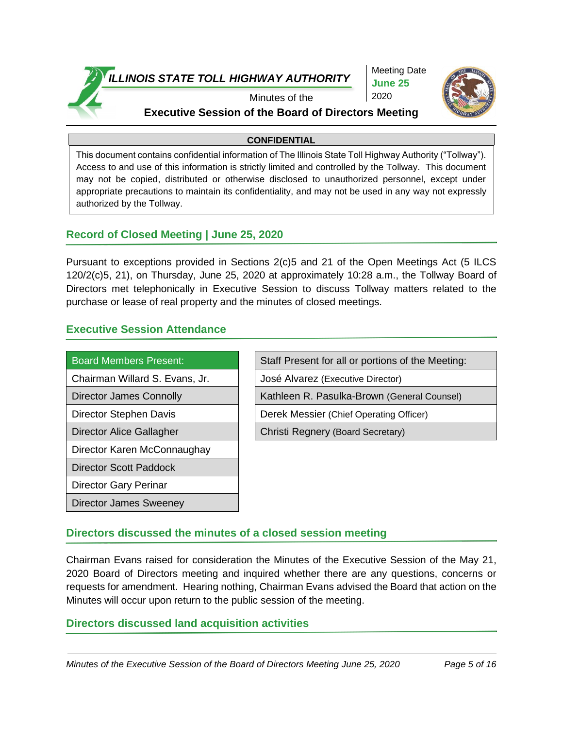**ILLINOIS STATE TOLL HIGHWAY AUTHORITY**

Minutes of the

**Executive Session of the Board of Directors Meeting**

Meeting Date
**June 25**
2020

**CONFIDENTIAL**

This document contains confidential information of The Illinois State Toll Highway Authority ("Tollway"). Access to and use of this information is strictly limited and controlled by the Tollway. This document may not be copied, distributed or otherwise disclosed to unauthorized personnel, except under appropriate precautions to maintain its confidentiality, and may not be used in any way not expressly authorized by the Tollway.

## Record of Closed Meeting | June 25, 2020

Pursuant to exceptions provided in Sections 2(c)5 and 21 of the Open Meetings Act (5 ILCS 120/2(c)5, 21), on Thursday, June 25, 2020 at approximately 10:28 a.m., the Tollway Board of Directors met telephonically in Executive Session to discuss Tollway matters related to the purchase or lease of real property and the minutes of closed meetings.

## Executive Session Attendance

| Board Members Present: |
| --- |
| Chairman Willard S. Evans, Jr. |
| Director James Connolly |
| Director Stephen Davis |
| Director Alice Gallagher |
| Director Karen McConnaughay |
| Director Scott Paddock |
| Director Gary Perinar |
| Director James Sweeney |

| Staff Present for all or portions of the Meeting: |
| --- |
| José Alvarez (Executive Director) |
| Kathleen R. Pasulka-Brown (General Counsel) |
| Derek Messier (Chief Operating Officer) |
| Christi Regnery (Board Secretary) |

## Directors discussed the minutes of a closed session meeting

Chairman Evans raised for consideration the Minutes of the Executive Session of the May 21, 2020 Board of Directors meeting and inquired whether there are any questions, concerns or requests for amendment. Hearing nothing, Chairman Evans advised the Board that action on the Minutes will occur upon return to the public session of the meeting.

## Directors discussed land acquisition activities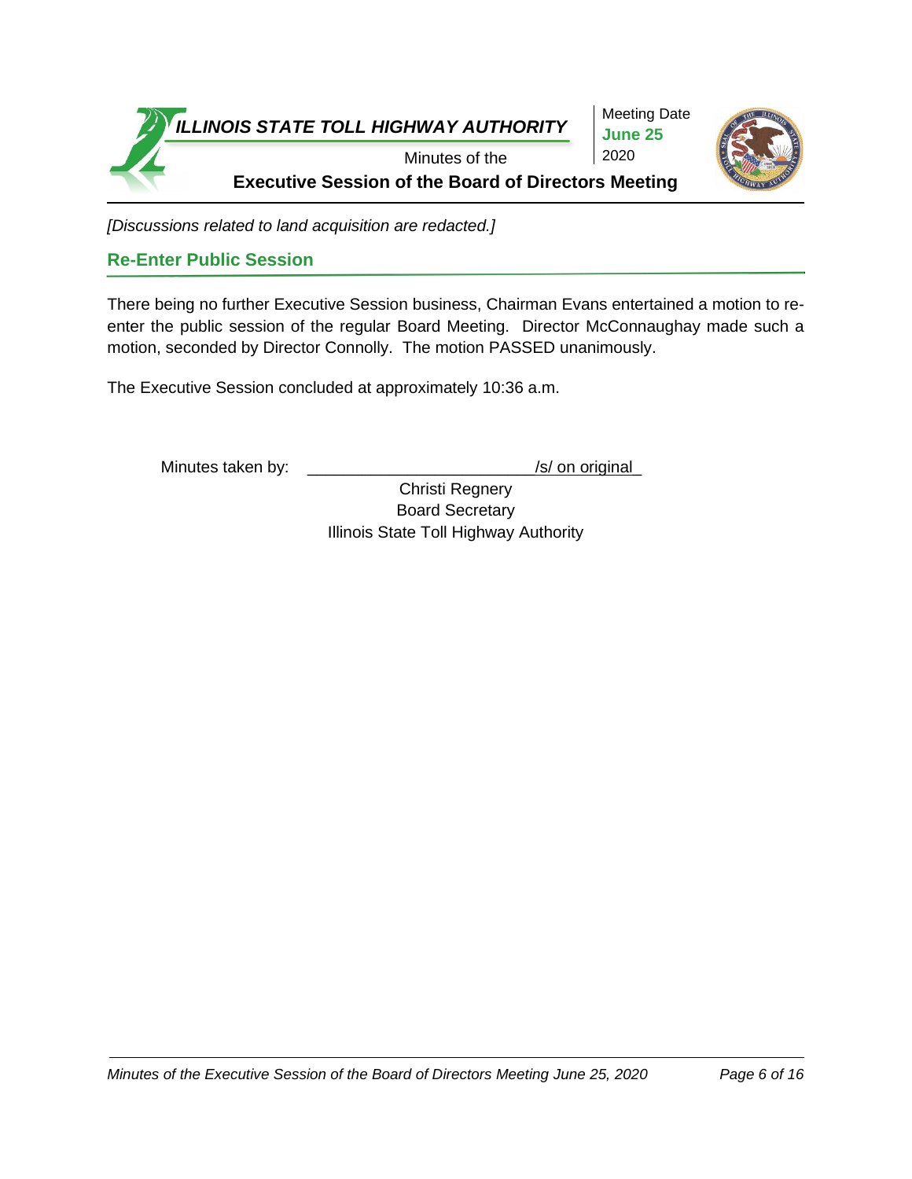*[Discussions related to land acquisition are redacted.]*

## Re-Enter Public Session

There being no further Executive Session business, Chairman Evans entertained a motion to re-enter the public session of the regular Board Meeting. Director McConnaughay made such a motion, seconded by Director Connolly. The motion PASSED unanimously.

The Executive Session concluded at approximately 10:36 a.m.

Minutes taken by: ________________________/s/ on original_

Christi Regnery
Board Secretary
Illinois State Toll Highway Authority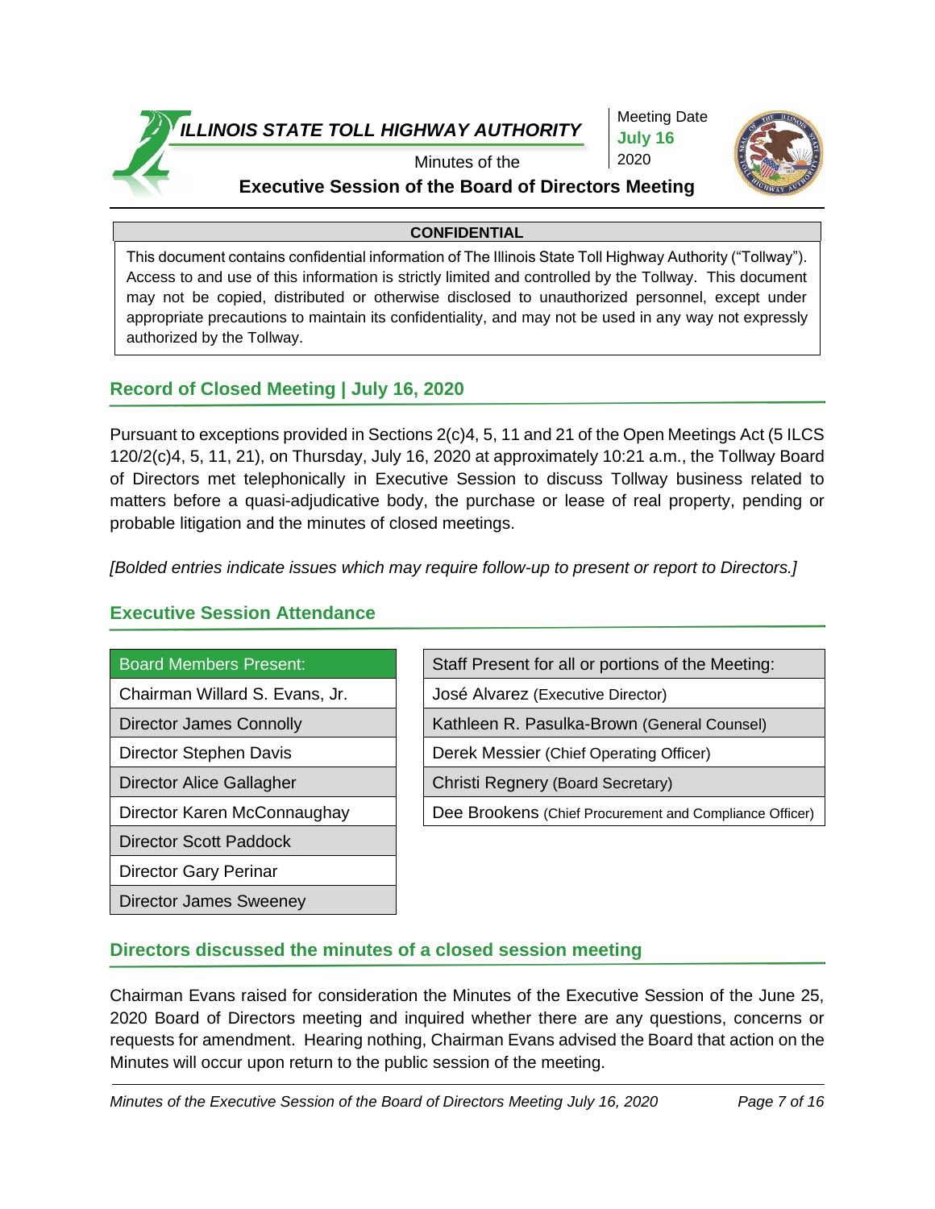**ILLINOIS STATE TOLL HIGHWAY AUTHORITY**

Meeting Date **July 16** 2020

Minutes of the

**Executive Session of the Board of Directors Meeting**

| **CONFIDENTIAL** |
|---|
| This document contains confidential information of The Illinois State Toll Highway Authority ("Tollway"). Access to and use of this information is strictly limited and controlled by the Tollway. This document may not be copied, distributed or otherwise disclosed to unauthorized personnel, except under appropriate precautions to maintain its confidentiality, and may not be used in any way not expressly authorized by the Tollway. |

## Record of Closed Meeting | July 16, 2020

Pursuant to exceptions provided in Sections 2(c)4, 5, 11 and 21 of the Open Meetings Act (5 ILCS 120/2(c)4, 5, 11, 21), on Thursday, July 16, 2020 at approximately 10:21 a.m., the Tollway Board of Directors met telephonically in Executive Session to discuss Tollway business related to matters before a quasi-adjudicative body, the purchase or lease of real property, pending or probable litigation and the minutes of closed meetings.

*[Bolded entries indicate issues which may require follow-up to present or report to Directors.]*

## Executive Session Attendance

| Board Members Present: |
|---|
| Chairman Willard S. Evans, Jr. |
| Director James Connolly |
| Director Stephen Davis |
| Director Alice Gallagher |
| Director Karen McConnaughay |
| Director Scott Paddock |
| Director Gary Perinar |
| Director James Sweeney |

| Staff Present for all or portions of the Meeting: |
|---|
| José Alvarez (Executive Director) |
| Kathleen R. Pasulka-Brown (General Counsel) |
| Derek Messier (Chief Operating Officer) |
| Christi Regnery (Board Secretary) |
| Dee Brookens (Chief Procurement and Compliance Officer) |

## Directors discussed the minutes of a closed session meeting

Chairman Evans raised for consideration the Minutes of the Executive Session of the June 25, 2020 Board of Directors meeting and inquired whether there are any questions, concerns or requests for amendment. Hearing nothing, Chairman Evans advised the Board that action on the Minutes will occur upon return to the public session of the meeting.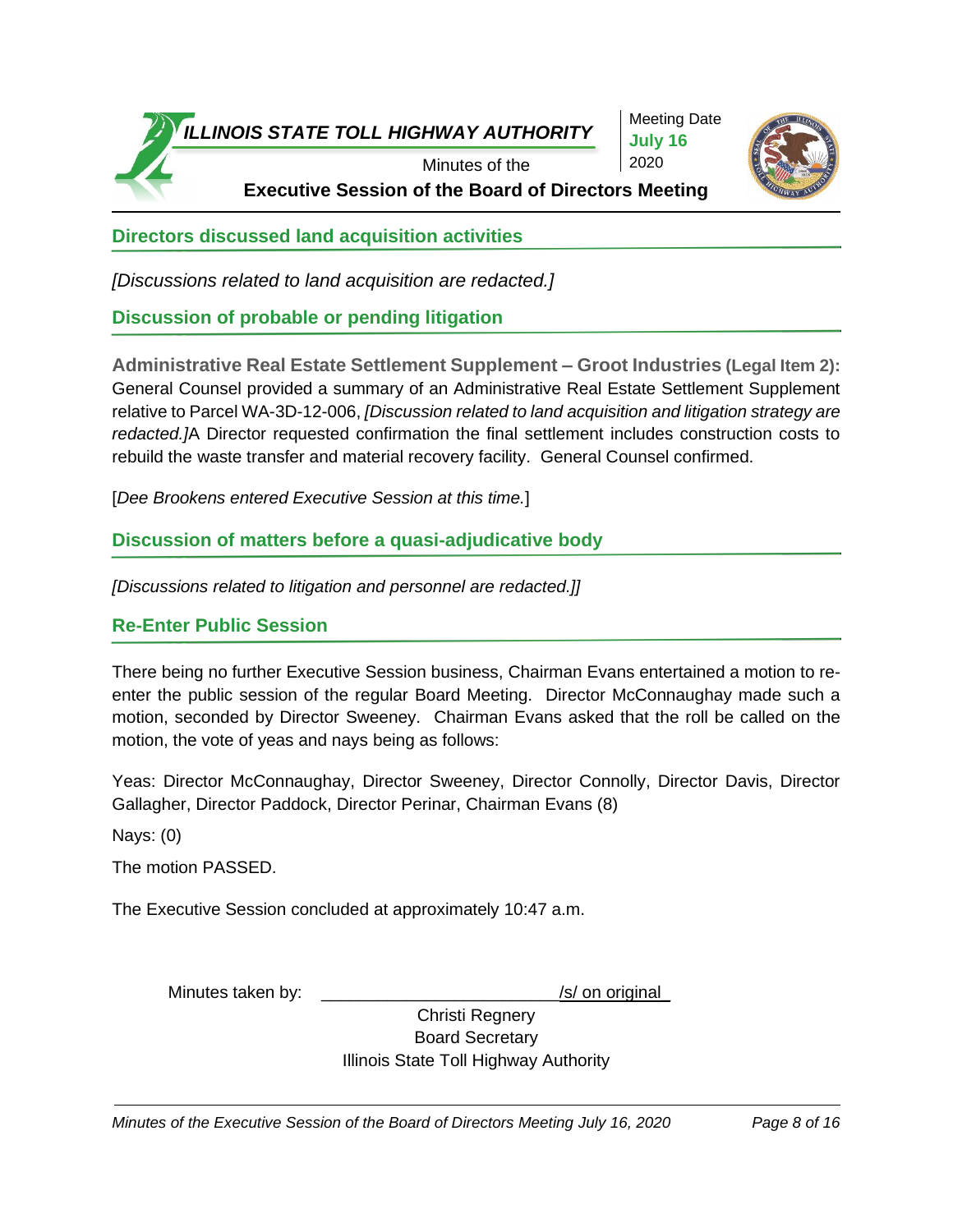## Directors discussed land acquisition activities

*[Discussions related to land acquisition are redacted.]*

## Discussion of probable or pending litigation

**Administrative Real Estate Settlement Supplement – Groot Industries (Legal Item 2):** General Counsel provided a summary of an Administrative Real Estate Settlement Supplement relative to Parcel WA-3D-12-006, *[Discussion related to land acquisition and litigation strategy are redacted.]*A Director requested confirmation the final settlement includes construction costs to rebuild the waste transfer and material recovery facility. General Counsel confirmed.

[*Dee Brookens entered Executive Session at this time.*]

## Discussion of matters before a quasi-adjudicative body

*[Discussions related to litigation and personnel are redacted.]]*

## Re-Enter Public Session

There being no further Executive Session business, Chairman Evans entertained a motion to re-enter the public session of the regular Board Meeting. Director McConnaughay made such a motion, seconded by Director Sweeney. Chairman Evans asked that the roll be called on the motion, the vote of yeas and nays being as follows:

Yeas: Director McConnaughay, Director Sweeney, Director Connolly, Director Davis, Director Gallagher, Director Paddock, Director Perinar, Chairman Evans (8)

Nays: (0)

The motion PASSED.

The Executive Session concluded at approximately 10:47 a.m.

Minutes taken by: ______________________ /s/ on original

Christi Regnery
Board Secretary
Illinois State Toll Highway Authority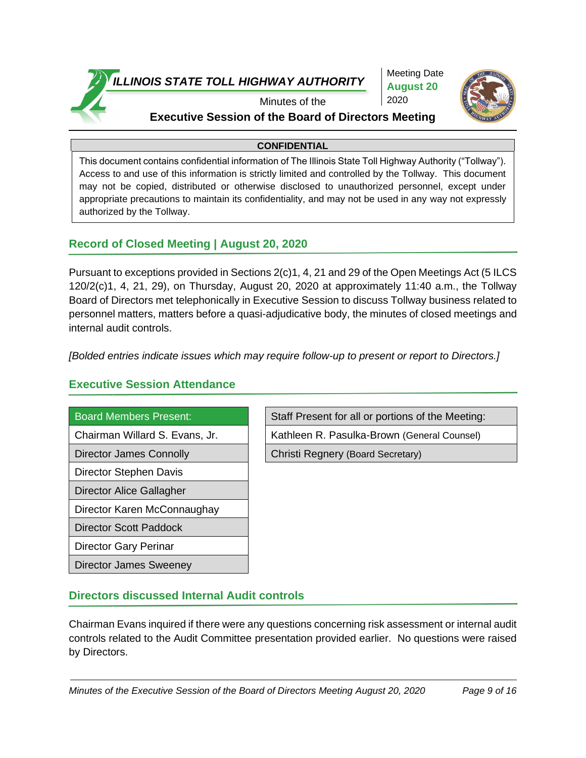**ILLINOIS STATE TOLL HIGHWAY AUTHORITY**

Minutes of the

**Executive Session of the Board of Directors Meeting**

Meeting Date **August 20** 2020

| **CONFIDENTIAL** |
| --- |
| This document contains confidential information of The Illinois State Toll Highway Authority ("Tollway"). Access to and use of this information is strictly limited and controlled by the Tollway. This document may not be copied, distributed or otherwise disclosed to unauthorized personnel, except under appropriate precautions to maintain its confidentiality, and may not be used in any way not expressly authorized by the Tollway. |

## Record of Closed Meeting | August 20, 2020

Pursuant to exceptions provided in Sections 2(c)1, 4, 21 and 29 of the Open Meetings Act (5 ILCS 120/2(c)1, 4, 21, 29), on Thursday, August 20, 2020 at approximately 11:40 a.m., the Tollway Board of Directors met telephonically in Executive Session to discuss Tollway business related to personnel matters, matters before a quasi-adjudicative body, the minutes of closed meetings and internal audit controls.

*[Bolded entries indicate issues which may require follow-up to present or report to Directors.]*

## Executive Session Attendance

| Board Members Present: |
| --- |
| Chairman Willard S. Evans, Jr. |
| Director James Connolly |
| Director Stephen Davis |
| Director Alice Gallagher |
| Director Karen McConnaughay |
| Director Scott Paddock |
| Director Gary Perinar |
| Director James Sweeney |

| Staff Present for all or portions of the Meeting: |
| --- |
| Kathleen R. Pasulka-Brown (General Counsel) |
| Christi Regnery (Board Secretary) |

## Directors discussed Internal Audit controls

Chairman Evans inquired if there were any questions concerning risk assessment or internal audit controls related to the Audit Committee presentation provided earlier. No questions were raised by Directors.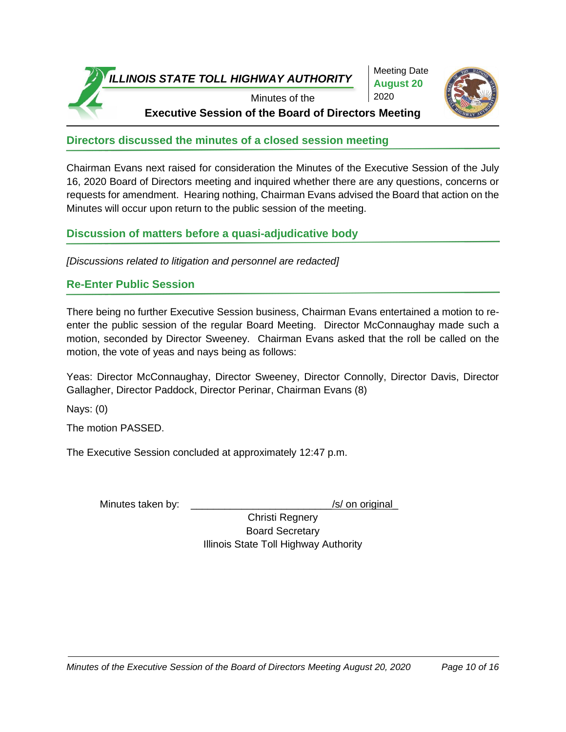## Directors discussed the minutes of a closed session meeting

Chairman Evans next raised for consideration the Minutes of the Executive Session of the July 16, 2020 Board of Directors meeting and inquired whether there are any questions, concerns or requests for amendment. Hearing nothing, Chairman Evans advised the Board that action on the Minutes will occur upon return to the public session of the meeting.

## Discussion of matters before a quasi-adjudicative body

*[Discussions related to litigation and personnel are redacted]*

## Re-Enter Public Session

There being no further Executive Session business, Chairman Evans entertained a motion to re-enter the public session of the regular Board Meeting. Director McConnaughay made such a motion, seconded by Director Sweeney. Chairman Evans asked that the roll be called on the motion, the vote of yeas and nays being as follows:

Yeas: Director McConnaughay, Director Sweeney, Director Connolly, Director Davis, Director Gallagher, Director Paddock, Director Perinar, Chairman Evans (8)

Nays: (0)

The motion PASSED.

The Executive Session concluded at approximately 12:47 p.m.

Minutes taken by: ________________________/s/ on original

Christi Regnery
Board Secretary
Illinois State Toll Highway Authority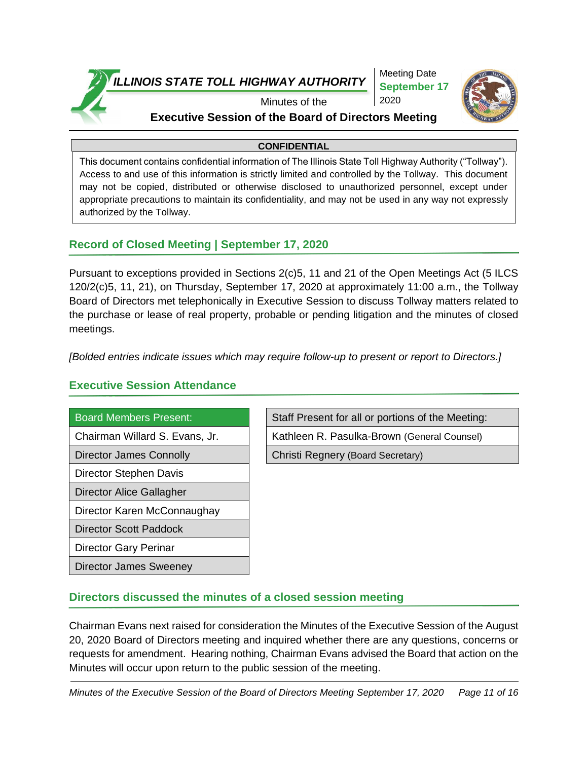**ILLINOIS STATE TOLL HIGHWAY AUTHORITY**

Minutes of the

**Executive Session of the Board of Directors Meeting**

Meeting Date
**September 17**
2020

| CONFIDENTIAL |
| --- |
| This document contains confidential information of The Illinois State Toll Highway Authority ("Tollway"). Access to and use of this information is strictly limited and controlled by the Tollway. This document may not be copied, distributed or otherwise disclosed to unauthorized personnel, except under appropriate precautions to maintain its confidentiality, and may not be used in any way not expressly authorized by the Tollway. |

## Record of Closed Meeting | September 17, 2020

Pursuant to exceptions provided in Sections 2(c)5, 11 and 21 of the Open Meetings Act (5 ILCS 120/2(c)5, 11, 21), on Thursday, September 17, 2020 at approximately 11:00 a.m., the Tollway Board of Directors met telephonically in Executive Session to discuss Tollway matters related to the purchase or lease of real property, probable or pending litigation and the minutes of closed meetings.

*[Bolded entries indicate issues which may require follow-up to present or report to Directors.]*

## Executive Session Attendance

| Board Members Present: |
| --- |
| Chairman Willard S. Evans, Jr. |
| Director James Connolly |
| Director Stephen Davis |
| Director Alice Gallagher |
| Director Karen McConnaughay |
| Director Scott Paddock |
| Director Gary Perinar |
| Director James Sweeney |

| Staff Present for all or portions of the Meeting: |
| --- |
| Kathleen R. Pasulka-Brown (General Counsel) |
| Christi Regnery (Board Secretary) |

## Directors discussed the minutes of a closed session meeting

Chairman Evans next raised for consideration the Minutes of the Executive Session of the August 20, 2020 Board of Directors meeting and inquired whether there are any questions, concerns or requests for amendment. Hearing nothing, Chairman Evans advised the Board that action on the Minutes will occur upon return to the public session of the meeting.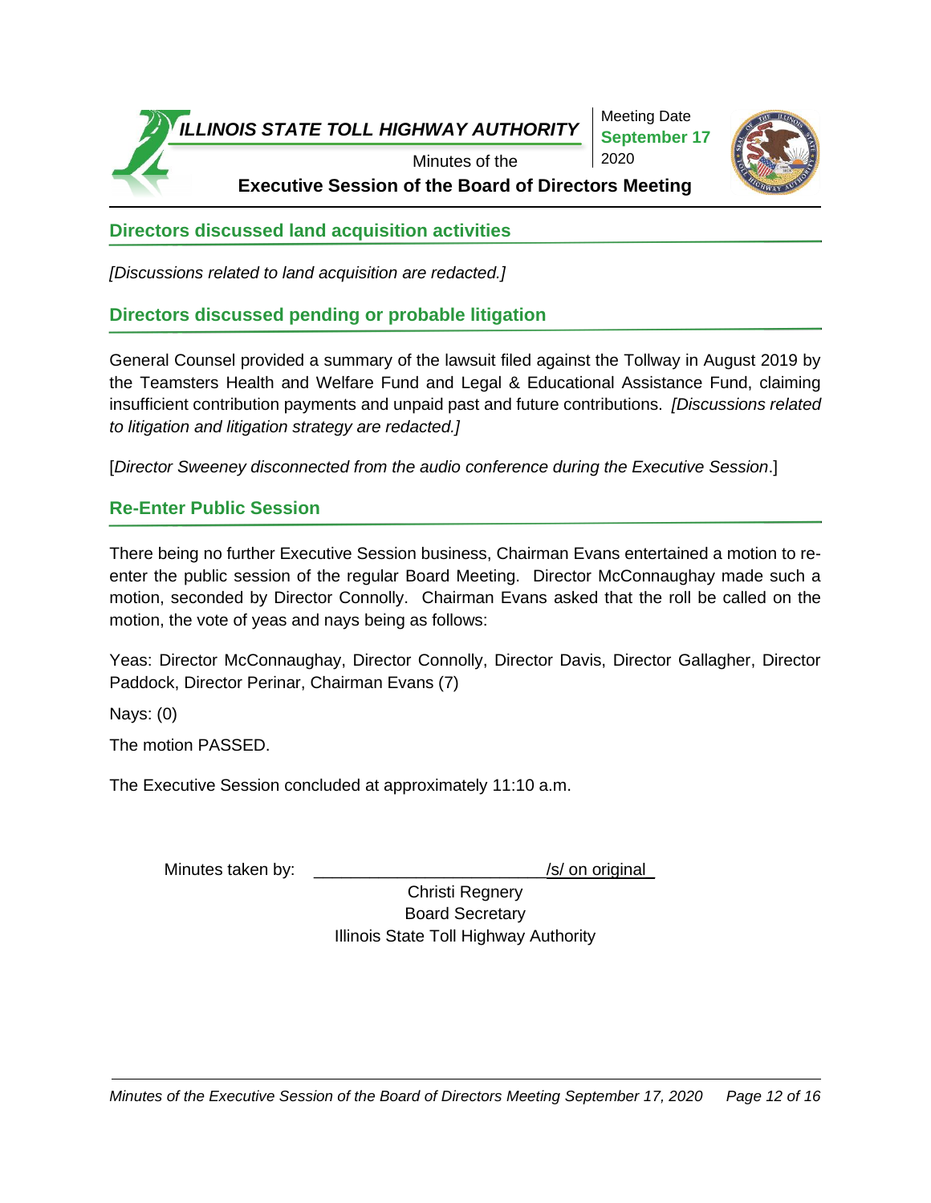## Directors discussed land acquisition activities

*[Discussions related to land acquisition are redacted.]*

## Directors discussed pending or probable litigation

General Counsel provided a summary of the lawsuit filed against the Tollway in August 2019 by the Teamsters Health and Welfare Fund and Legal & Educational Assistance Fund, claiming insufficient contribution payments and unpaid past and future contributions. *[Discussions related to litigation and litigation strategy are redacted.]*

[*Director Sweeney disconnected from the audio conference during the Executive Session*.]

## Re-Enter Public Session

There being no further Executive Session business, Chairman Evans entertained a motion to re-enter the public session of the regular Board Meeting. Director McConnaughay made such a motion, seconded by Director Connolly. Chairman Evans asked that the roll be called on the motion, the vote of yeas and nays being as follows:

Yeas: Director McConnaughay, Director Connolly, Director Davis, Director Gallagher, Director Paddock, Director Perinar, Chairman Evans (7)

Nays: (0)

The motion PASSED.

The Executive Session concluded at approximately 11:10 a.m.

Minutes taken by: ________________________ /s/ on original

Christi Regnery
Board Secretary
Illinois State Toll Highway Authority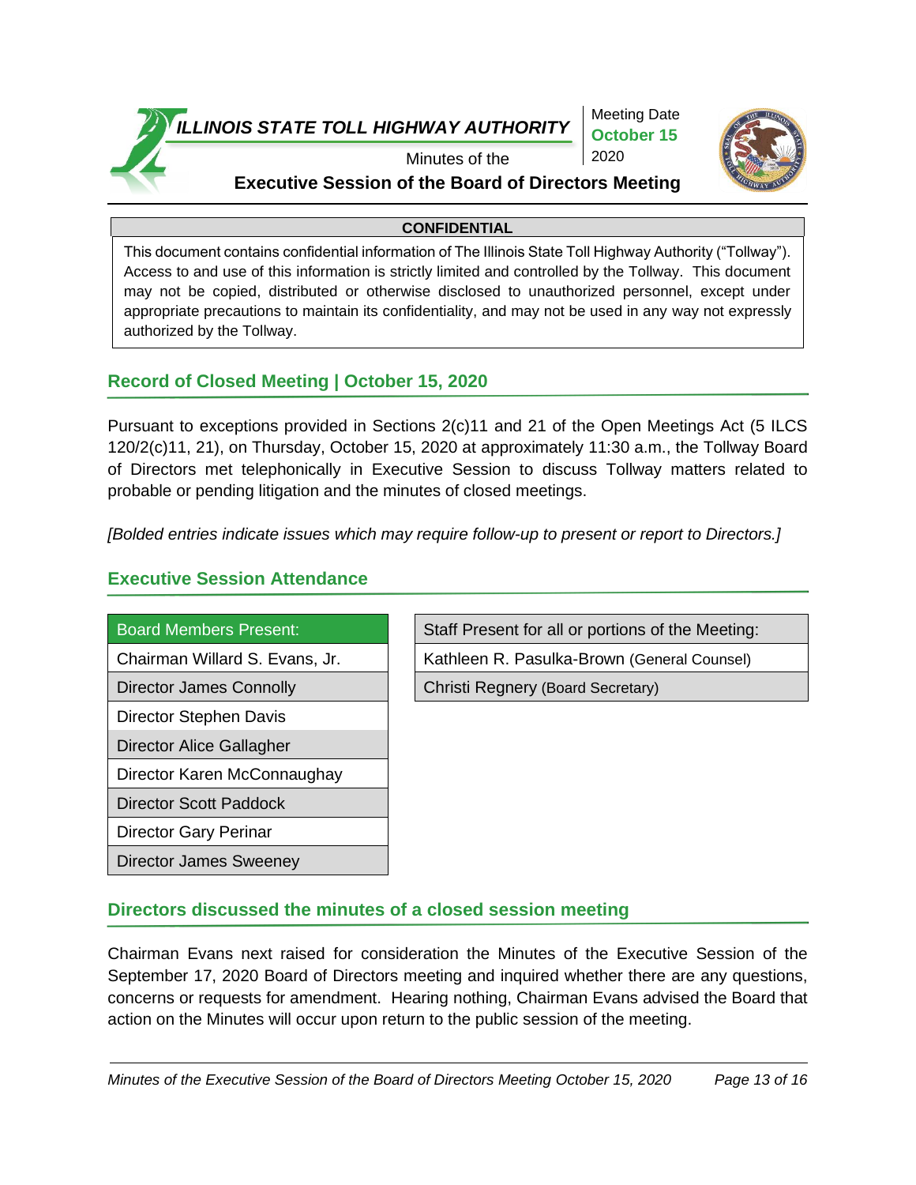**ILLINOIS STATE TOLL HIGHWAY AUTHORITY**

Minutes of the

**Executive Session of the Board of Directors Meeting**

Meeting Date
**October 15**
2020

| **CONFIDENTIAL** |
|---|
| This document contains confidential information of The Illinois State Toll Highway Authority ("Tollway"). Access to and use of this information is strictly limited and controlled by the Tollway. This document may not be copied, distributed or otherwise disclosed to unauthorized personnel, except under appropriate precautions to maintain its confidentiality, and may not be used in any way not expressly authorized by the Tollway. |

## Record of Closed Meeting | October 15, 2020

Pursuant to exceptions provided in Sections 2(c)11 and 21 of the Open Meetings Act (5 ILCS 120/2(c)11, 21), on Thursday, October 15, 2020 at approximately 11:30 a.m., the Tollway Board of Directors met telephonically in Executive Session to discuss Tollway matters related to probable or pending litigation and the minutes of closed meetings.

*[Bolded entries indicate issues which may require follow-up to present or report to Directors.]*

## Executive Session Attendance

| Board Members Present: |
|---|
| Chairman Willard S. Evans, Jr. |
| Director James Connolly |
| Director Stephen Davis |
| Director Alice Gallagher |
| Director Karen McConnaughay |
| Director Scott Paddock |
| Director Gary Perinar |
| Director James Sweeney |

| Staff Present for all or portions of the Meeting: |
|---|
| Kathleen R. Pasulka-Brown (General Counsel) |
| Christi Regnery (Board Secretary) |

## Directors discussed the minutes of a closed session meeting

Chairman Evans next raised for consideration the Minutes of the Executive Session of the September 17, 2020 Board of Directors meeting and inquired whether there are any questions, concerns or requests for amendment. Hearing nothing, Chairman Evans advised the Board that action on the Minutes will occur upon return to the public session of the meeting.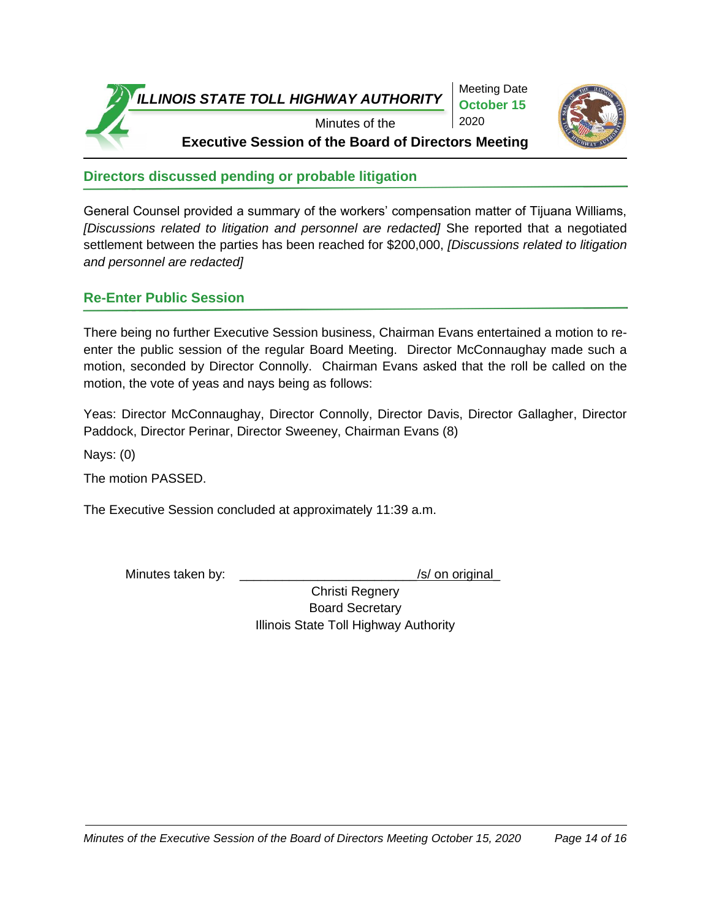## Directors discussed pending or probable litigation

General Counsel provided a summary of the workers' compensation matter of Tijuana Williams, *[Discussions related to litigation and personnel are redacted]* She reported that a negotiated settlement between the parties has been reached for $200,000, *[Discussions related to litigation and personnel are redacted]*

## Re-Enter Public Session

There being no further Executive Session business, Chairman Evans entertained a motion to re-enter the public session of the regular Board Meeting. Director McConnaughay made such a motion, seconded by Director Connolly. Chairman Evans asked that the roll be called on the motion, the vote of yeas and nays being as follows:

Yeas: Director McConnaughay, Director Connolly, Director Davis, Director Gallagher, Director Paddock, Director Perinar, Director Sweeney, Chairman Evans (8)

Nays: (0)

The motion PASSED.

The Executive Session concluded at approximately 11:39 a.m.

Minutes taken by: ________________________/s/ on original

Christi Regnery
Board Secretary
Illinois State Toll Highway Authority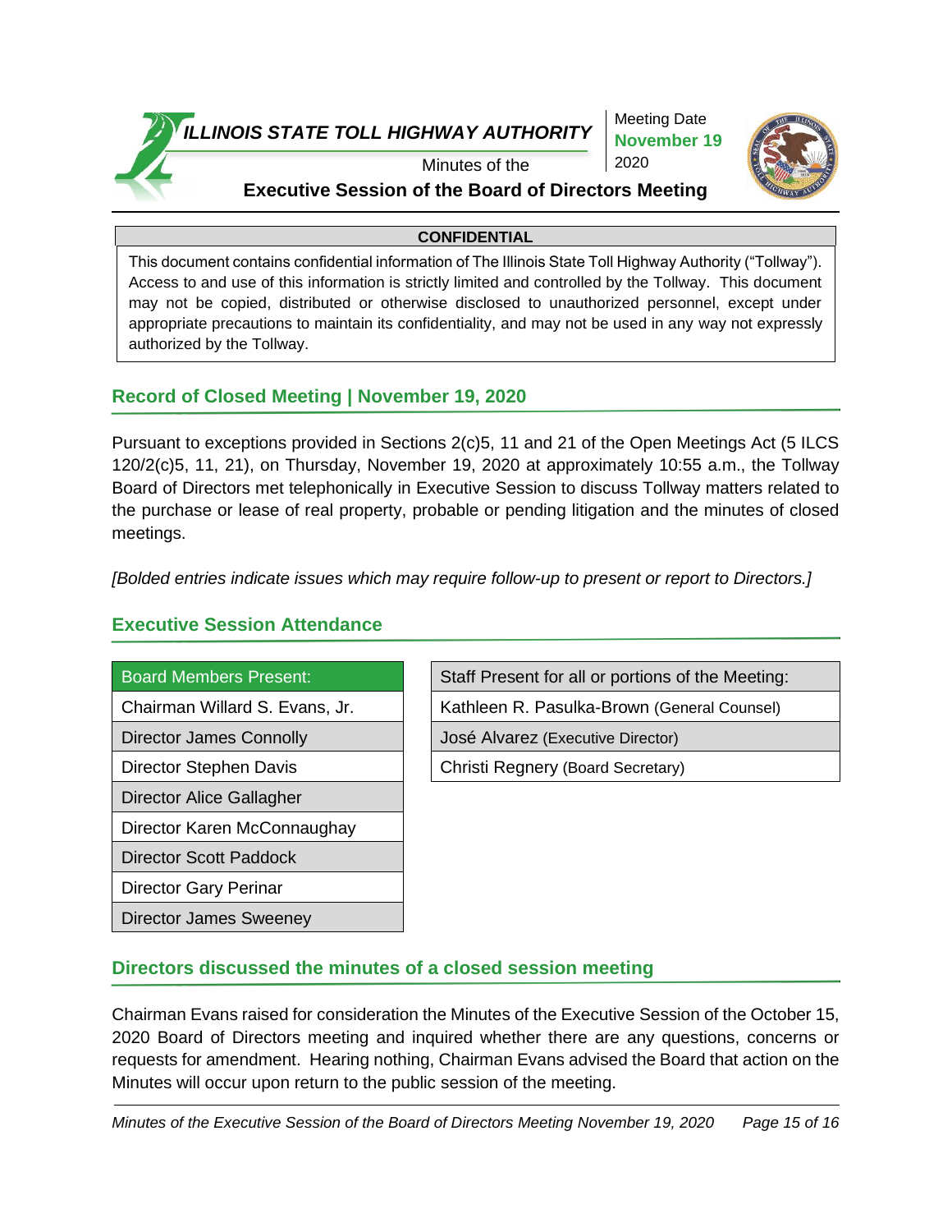**ILLINOIS STATE TOLL HIGHWAY AUTHORITY**

Minutes of the

**Executive Session of the Board of Directors Meeting**

Meeting Date
**November 19**
2020

| **CONFIDENTIAL** |
| --- |
| This document contains confidential information of The Illinois State Toll Highway Authority ("Tollway"). Access to and use of this information is strictly limited and controlled by the Tollway. This document may not be copied, distributed or otherwise disclosed to unauthorized personnel, except under appropriate precautions to maintain its confidentiality, and may not be used in any way not expressly authorized by the Tollway. |

## Record of Closed Meeting | November 19, 2020

Pursuant to exceptions provided in Sections 2(c)5, 11 and 21 of the Open Meetings Act (5 ILCS 120/2(c)5, 11, 21), on Thursday, November 19, 2020 at approximately 10:55 a.m., the Tollway Board of Directors met telephonically in Executive Session to discuss Tollway matters related to the purchase or lease of real property, probable or pending litigation and the minutes of closed meetings.

*[Bolded entries indicate issues which may require follow-up to present or report to Directors.]*

## Executive Session Attendance

| Board Members Present: |
| --- |
| Chairman Willard S. Evans, Jr. |
| Director James Connolly |
| Director Stephen Davis |
| Director Alice Gallagher |
| Director Karen McConnaughay |
| Director Scott Paddock |
| Director Gary Perinar |
| Director James Sweeney |

| Staff Present for all or portions of the Meeting: |
| --- |
| Kathleen R. Pasulka-Brown (General Counsel) |
| José Alvarez (Executive Director) |
| Christi Regnery (Board Secretary) |

## Directors discussed the minutes of a closed session meeting

Chairman Evans raised for consideration the Minutes of the Executive Session of the October 15, 2020 Board of Directors meeting and inquired whether there are any questions, concerns or requests for amendment. Hearing nothing, Chairman Evans advised the Board that action on the Minutes will occur upon return to the public session of the meeting.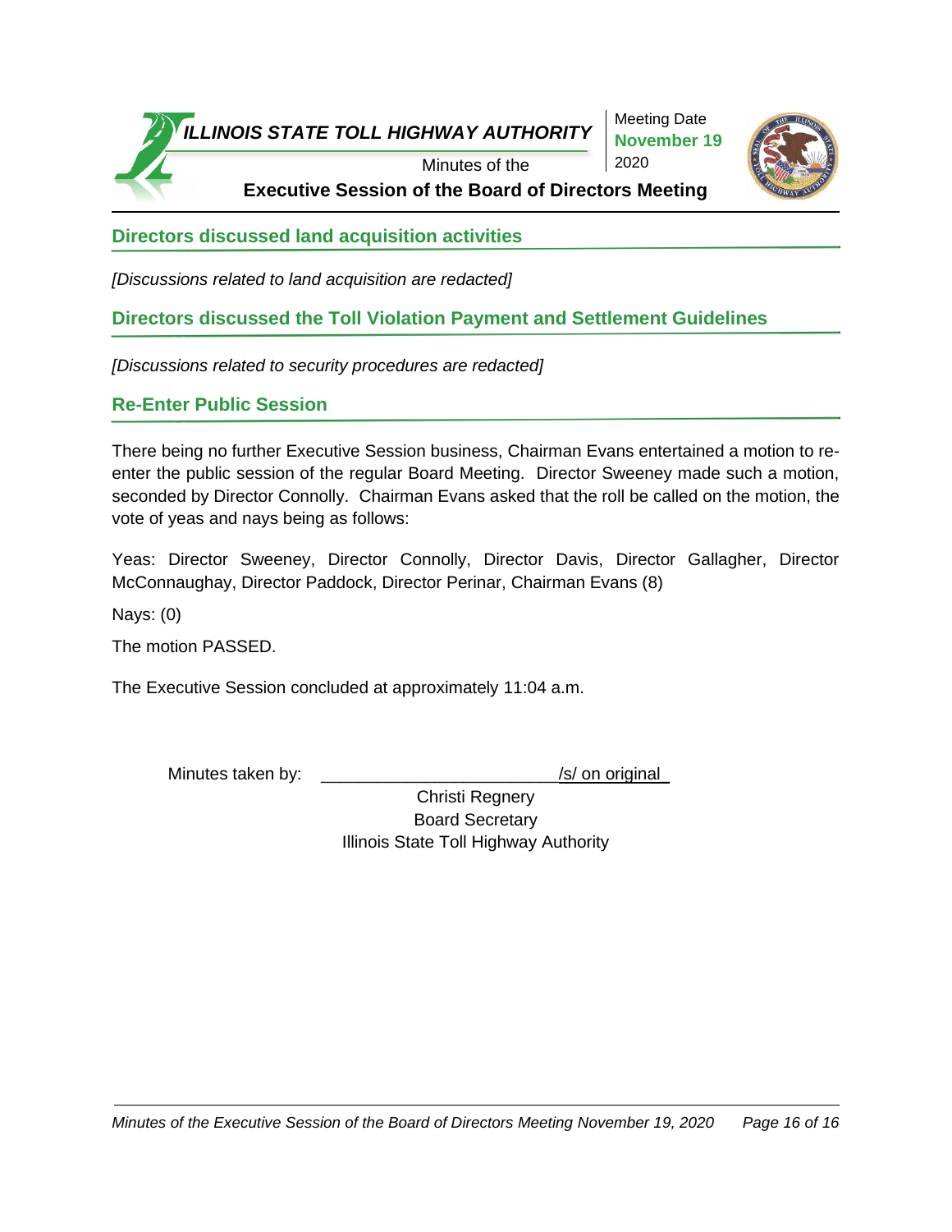## Directors discussed land acquisition activities

*[Discussions related to land acquisition are redacted]*

## Directors discussed the Toll Violation Payment and Settlement Guidelines

*[Discussions related to security procedures are redacted]*

## Re-Enter Public Session

There being no further Executive Session business, Chairman Evans entertained a motion to re-enter the public session of the regular Board Meeting. Director Sweeney made such a motion, seconded by Director Connolly. Chairman Evans asked that the roll be called on the motion, the vote of yeas and nays being as follows:

Yeas: Director Sweeney, Director Connolly, Director Davis, Director Gallagher, Director McConnaughay, Director Paddock, Director Perinar, Chairman Evans (8)

Nays: (0)

The motion PASSED.

The Executive Session concluded at approximately 11:04 a.m.

Minutes taken by: ________________________/s/ on original

Christi Regnery
Board Secretary
Illinois State Toll Highway Authority